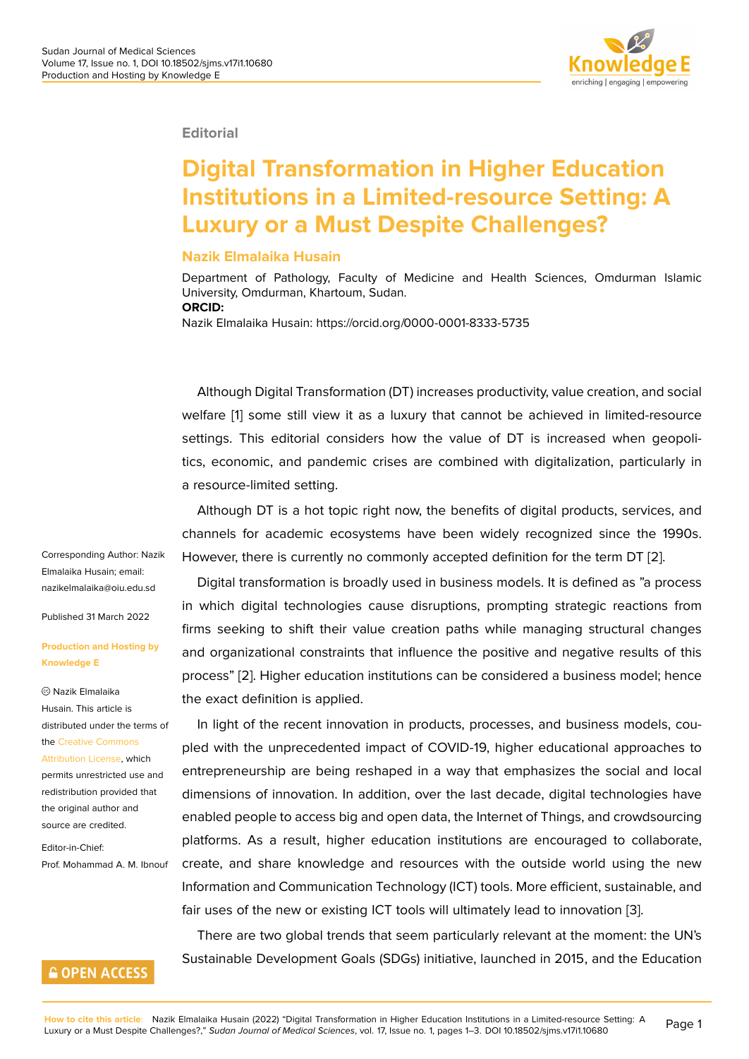Editorial

# Digital Transformation in Higher Education Institutions in a Limited-resource Setting: A Luxury or a Must Despite Challenges?

**Nazik Elmalaika Husain**

Department of Pathology, Faculty of Medicine and Health Sciences, Omdurman Islamic University, Omdurman, Khartoum, Sudan.

**ORCID:**

Nazik Elmalaika Husain: https://orcid.org/0000-0001-8333-5735

Corresponding Author: Nazik Elmalaika Husain; email: nazikelmalaika@oiu.edu.sd

Published 31 March 2022

**Production and Hosting by Knowledge E**

© Nazik Elmalaika Husain. This article is distributed under the terms of the Creative Commons Attribution License, which permits unrestricted use and redistribution provided that the original author and source are credited.

Editor-in-Chief: Prof. Mohammad A. M. Ibnouf

Although Digital Transformation (DT) increases productivity, value creation, and social welfare [1] some still view it as a luxury that cannot be achieved in limited-resource settings. This editorial considers how the value of DT is increased when geopolitics, economic, and pandemic crises are combined with digitalization, particularly in a resource-limited setting.

Although DT is a hot topic right now, the benefits of digital products, services, and channels for academic ecosystems have been widely recognized since the 1990s. However, there is currently no commonly accepted definition for the term DT [2].

Digital transformation is broadly used in business models. It is defined as "a process in which digital technologies cause disruptions, prompting strategic reactions from firms seeking to shift their value creation paths while managing structural changes and organizational constraints that influence the positive and negative results of this process" [2]. Higher education institutions can be considered a business model; hence the exact definition is applied.

In light of the recent innovation in products, processes, and business models, coupled with the unprecedented impact of COVID-19, higher educational approaches to entrepreneurship are being reshaped in a way that emphasizes the social and local dimensions of innovation. In addition, over the last decade, digital technologies have enabled people to access big and open data, the Internet of Things, and crowdsourcing platforms. As a result, higher education institutions are encouraged to collaborate, create, and share knowledge and resources with the outside world using the new Information and Communication Technology (ICT) tools. More efficient, sustainable, and fair uses of the new or existing ICT tools will ultimately lead to innovation [3].

There are two global trends that seem particularly relevant at the moment: the UN's Sustainable Development Goals (SDGs) initiative, launched in 2015, and the Education

**How to cite this article**: Nazik Elmalaika Husain (2022) "Digital Transformation in Higher Education Institutions in a Limited-resource Setting: A Luxury or a Must Despite Challenges?," *Sudan Journal of Medical Sciences*, vol. 17, Issue no. 1, pages 1–3. DOI 10.18502/sjms.v17i1.10680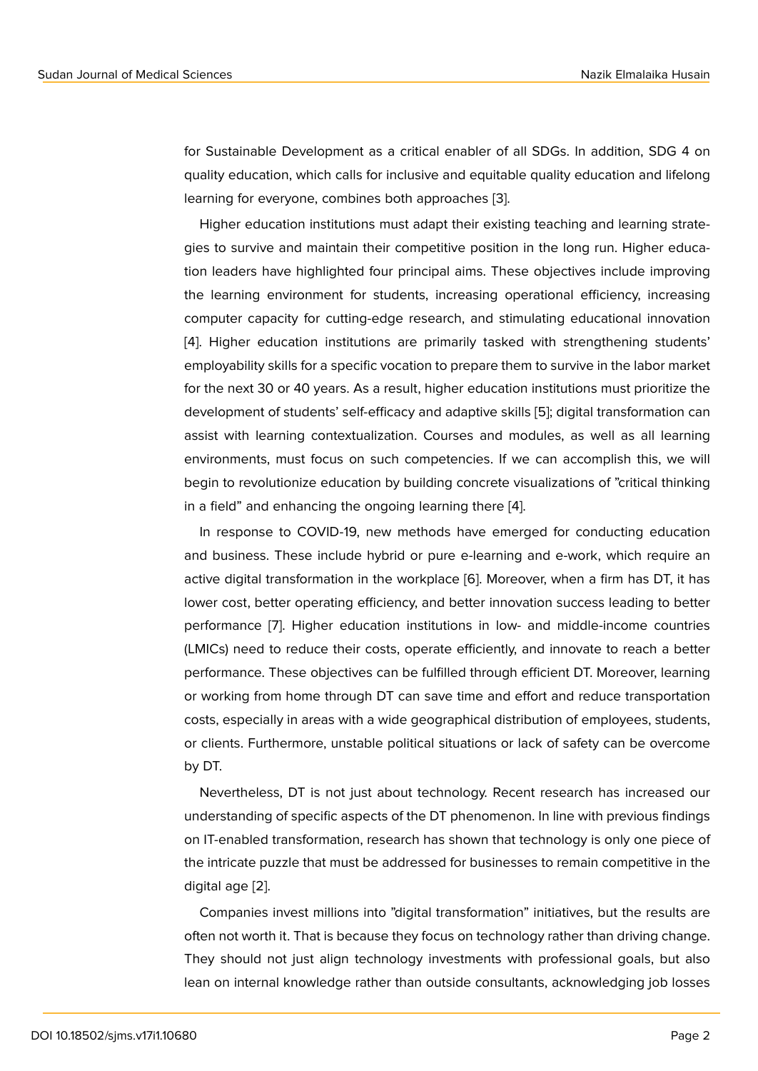for Sustainable Development as a critical enabler of all SDGs. In addition, SDG 4 on quality education, which calls for inclusive and equitable quality education and lifelong learning for everyone, combines both approaches [3].

Higher education institutions must adapt their existing teaching and learning strategies to survive and maintain their competitive position in the long run. Higher education leaders have highlighted four principal aims. These objectives include improving the learning environment for students, increasing operational efficiency, increasing computer capacity for cutting-edge research, and stimulating educational innovation [4]. Higher education institutions are primarily tasked with strengthening students' employability skills for a specific vocation to prepare them to survive in the labor market for the next 30 or 40 years. As a result, higher education institutions must prioritize the development of students' self-efficacy and adaptive skills [5]; digital transformation can assist with learning contextualization. Courses and modules, as well as all learning environments, must focus on such competencies. If we can accomplish this, we will begin to revolutionize education by building concrete visualizations of "critical thinking in a field" and enhancing the ongoing learning there [4].

In response to COVID-19, new methods have emerged for conducting education and business. These include hybrid or pure e-learning and e-work, which require an active digital transformation in the workplace [6]. Moreover, when a firm has DT, it has lower cost, better operating efficiency, and better innovation success leading to better performance [7]. Higher education institutions in low- and middle-income countries (LMICs) need to reduce their costs, operate efficiently, and innovate to reach a better performance. These objectives can be fulfilled through efficient DT. Moreover, learning or working from home through DT can save time and effort and reduce transportation costs, especially in areas with a wide geographical distribution of employees, students, or clients. Furthermore, unstable political situations or lack of safety can be overcome by DT.

Nevertheless, DT is not just about technology. Recent research has increased our understanding of specific aspects of the DT phenomenon. In line with previous findings on IT-enabled transformation, research has shown that technology is only one piece of the intricate puzzle that must be addressed for businesses to remain competitive in the digital age [2].

Companies invest millions into "digital transformation" initiatives, but the results are often not worth it. That is because they focus on technology rather than driving change. They should not just align technology investments with professional goals, but also lean on internal knowledge rather than outside consultants, acknowledging job losses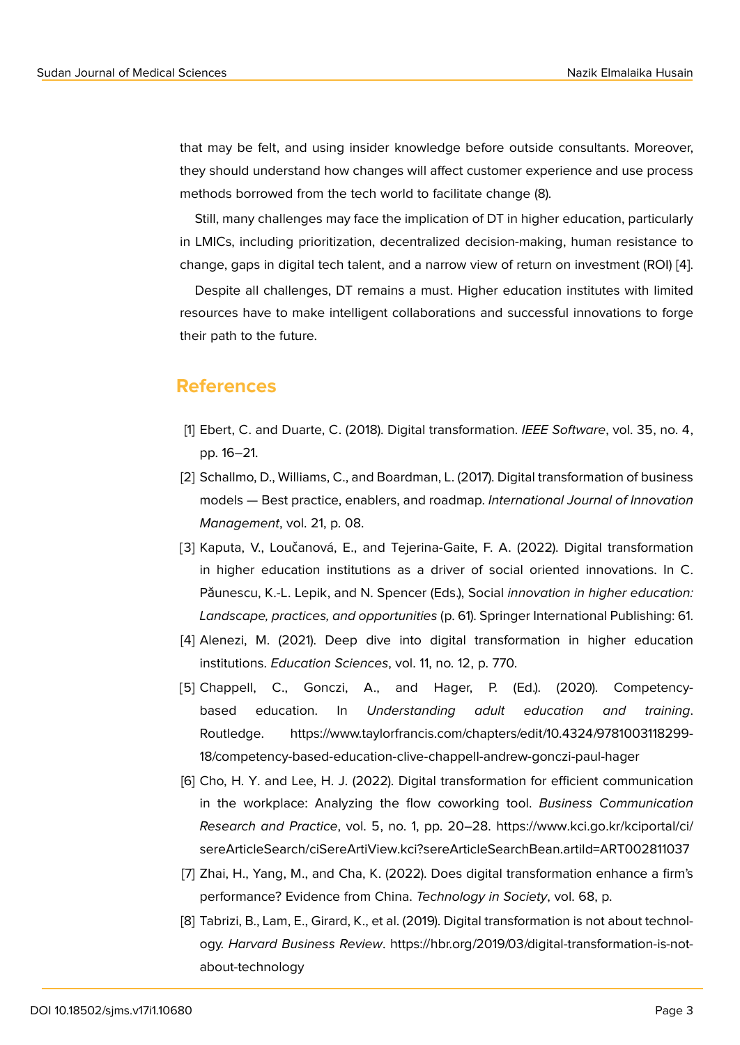that may be felt, and using insider knowledge before outside consultants. Moreover, they should understand how changes will affect customer experience and use process methods borrowed from the tech world to facilitate change (8).

Still, many challenges may face the implication of DT in higher education, particularly in LMICs, including prioritization, decentralized decision-making, human resistance to change, gaps in digital tech talent, and a narrow view of return on investment (ROI) [4].

Despite all challenges, DT remains a must. Higher education institutes with limited resources have to make intelligent collaborations and successful innovations to forge their path to the future.

## References

[1] Ebert, C. and Duarte, C. (2018). Digital transformation. *IEEE Software*, vol. 35, no. 4, pp. 16–21.

[2] Schallmo, D., Williams, C., and Boardman, L. (2017). Digital transformation of business models — Best practice, enablers, and roadmap. *International Journal of Innovation Management*, vol. 21, p. 08.

[3] Kaputa, V., Loučanová, E., and Tejerina-Gaite, F. A. (2022). Digital transformation in higher education institutions as a driver of social oriented innovations. In C. Păunescu, K.-L. Lepik, and N. Spencer (Eds.), Social *innovation in higher education: Landscape, practices, and opportunities* (p. 61). Springer International Publishing: 61.

[4] Alenezi, M. (2021). Deep dive into digital transformation in higher education institutions. *Education Sciences*, vol. 11, no. 12, p. 770.

[5] Chappell, C., Gonczi, A., and Hager, P. (Ed.). (2020). Competency-based education. In *Understanding adult education and training*. Routledge. https://www.taylorfrancis.com/chapters/edit/10.4324/9781003118299-18/competency-based-education-clive-chappell-andrew-gonczi-paul-hager

[6] Cho, H. Y. and Lee, H. J. (2022). Digital transformation for efficient communication in the workplace: Analyzing the flow coworking tool. *Business Communication Research and Practice*, vol. 5, no. 1, pp. 20–28. https://www.kci.go.kr/kciportal/ci/sereArticleSearch/ciSereArtiView.kci?sereArticleSearchBean.artiId=ART002811037

[7] Zhai, H., Yang, M., and Cha, K. (2022). Does digital transformation enhance a firm's performance? Evidence from China. *Technology in Society*, vol. 68, p.

[8] Tabrizi, B., Lam, E., Girard, K., et al. (2019). Digital transformation is not about technology. *Harvard Business Review*. https://hbr.org/2019/03/digital-transformation-is-not-about-technology